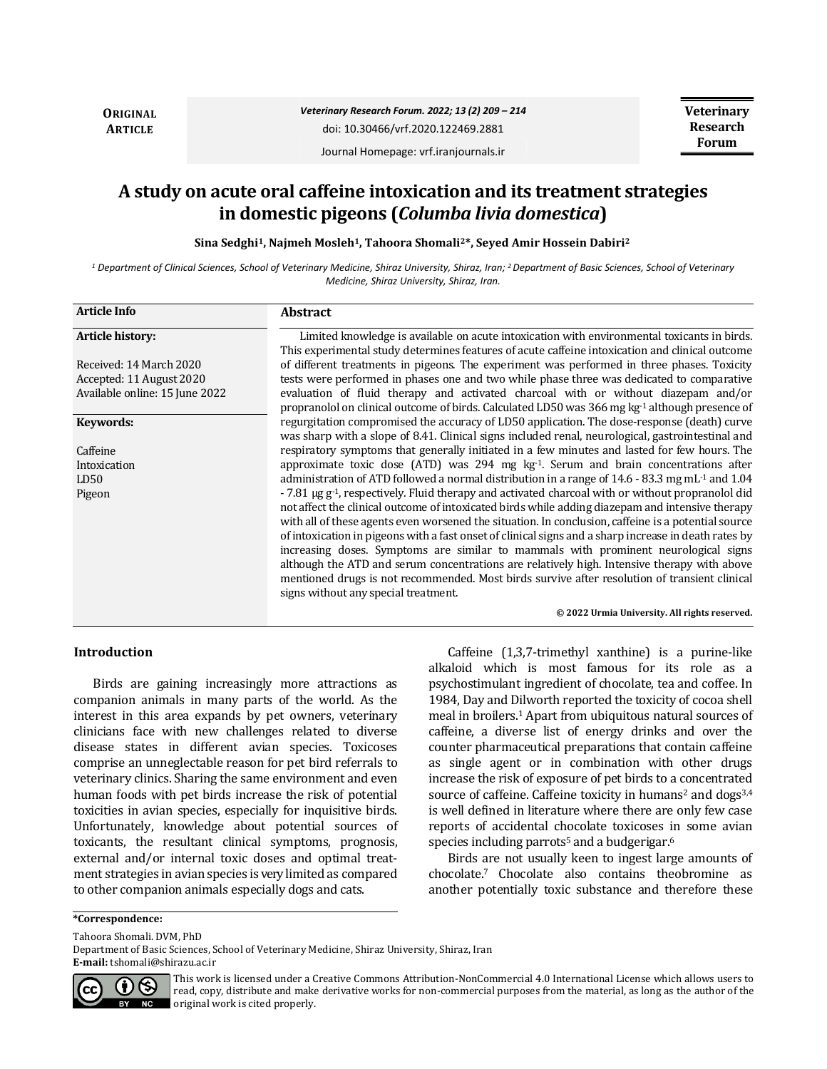**ORIGINAL ARTICLE**

# A study on acute oral caffeine intoxication and its treatment strategies in domestic pigeons (*Columba livia domestica*)

**Sina Sedghi[1], Najmeh Mosleh[1], Tahoora Shomali[2]*, Seyed Amir Hossein Dabiri[2]**

*[1] Department of Clinical Sciences, School of Veterinary Medicine, Shiraz University, Shiraz, Iran; [2] Department of Basic Sciences, School of Veterinary Medicine, Shiraz University, Shiraz, Iran.*

**Article Info**

**Article history:**

Received: 14 March 2020
Accepted: 11 August 2020
Available online: 15 June 2022

**Keywords:**

Caffeine
Intoxication
LD50
Pigeon

## Abstract

Limited knowledge is available on acute intoxication with environmental toxicants in birds. This experimental study determines features of acute caffeine intoxication and clinical outcome of different treatments in pigeons. The experiment was performed in three phases. Toxicity tests were performed in phases one and two while phase three was dedicated to comparative evaluation of fluid therapy and activated charcoal with or without diazepam and/or propranolol on clinical outcome of birds. Calculated LD50 was 366 mg $kg^{-1}$ although presence of regurgitation compromised the accuracy of LD50 application. The dose-response (death) curve was sharp with a slope of 8.41. Clinical signs included renal, neurological, gastrointestinal and respiratory symptoms that generally initiated in a few minutes and lasted for few hours. The approximate toxic dose (ATD) was 294 mg $kg^{-1}$. Serum and brain concentrations after administration of ATD followed a normal distribution in a range of 14.6 - 83.3 mg $mL^{-1}$ and 1.04 - 7.81 µg $g^{-1}$, respectively. Fluid therapy and activated charcoal with or without propranolol did not affect the clinical outcome of intoxicated birds while adding diazepam and intensive therapy with all of these agents even worsened the situation. In conclusion, caffeine is a potential source of intoxication in pigeons with a fast onset of clinical signs and a sharp increase in death rates by increasing doses. Symptoms are similar to mammals with prominent neurological signs although the ATD and serum concentrations are relatively high. Intensive therapy with above mentioned drugs is not recommended. Most birds survive after resolution of transient clinical signs without any special treatment.

**© 2022 Urmia University. All rights reserved.**

## Introduction

Birds are gaining increasingly more attractions as companion animals in many parts of the world. As the interest in this area expands by pet owners, veterinary clinicians face with new challenges related to diverse disease states in different avian species. Toxicoses comprise an unneglectable reason for pet bird referrals to veterinary clinics. Sharing the same environment and even human foods with pet birds increase the risk of potential toxicities in avian species, especially for inquisitive birds. Unfortunately, knowledge about potential sources of toxicants, the resultant clinical symptoms, prognosis, external and/or internal toxic doses and optimal treatment strategies in avian species is very limited as compared to other companion animals especially dogs and cats.

Caffeine (1,3,7-trimethyl xanthine) is a purine-like alkaloid which is most famous for its role as a psychostimulant ingredient of chocolate, tea and coffee. In 1984, Day and Dilworth reported the toxicity of cocoa shell meal in broilers.[1] Apart from ubiquitous natural sources of caffeine, a diverse list of energy drinks and over the counter pharmaceutical preparations that contain caffeine as single agent or in combination with other drugs increase the risk of exposure of pet birds to a concentrated source of caffeine. Caffeine toxicity in humans[2] and dogs[3,4] is well defined in literature where there are only few case reports of accidental chocolate toxicoses in some avian species including parrots[5] and a budgerigar.[6]

Birds are not usually keen to ingest large amounts of chocolate.[7] Chocolate also contains theobromine as another potentially toxic substance and therefore these

---

***Correspondence:**

Tahoora Shomali. DVM, PhD
Department of Basic Sciences, School of Veterinary Medicine, Shiraz University, Shiraz, Iran
**E-mail:** tshomali@shirazu.ac.ir

This work is licensed under a Creative Commons Attribution-NonCommercial 4.0 International License which allows users to read, copy, distribute and make derivative works for non-commercial purposes from the material, as long as the author of the original work is cited properly.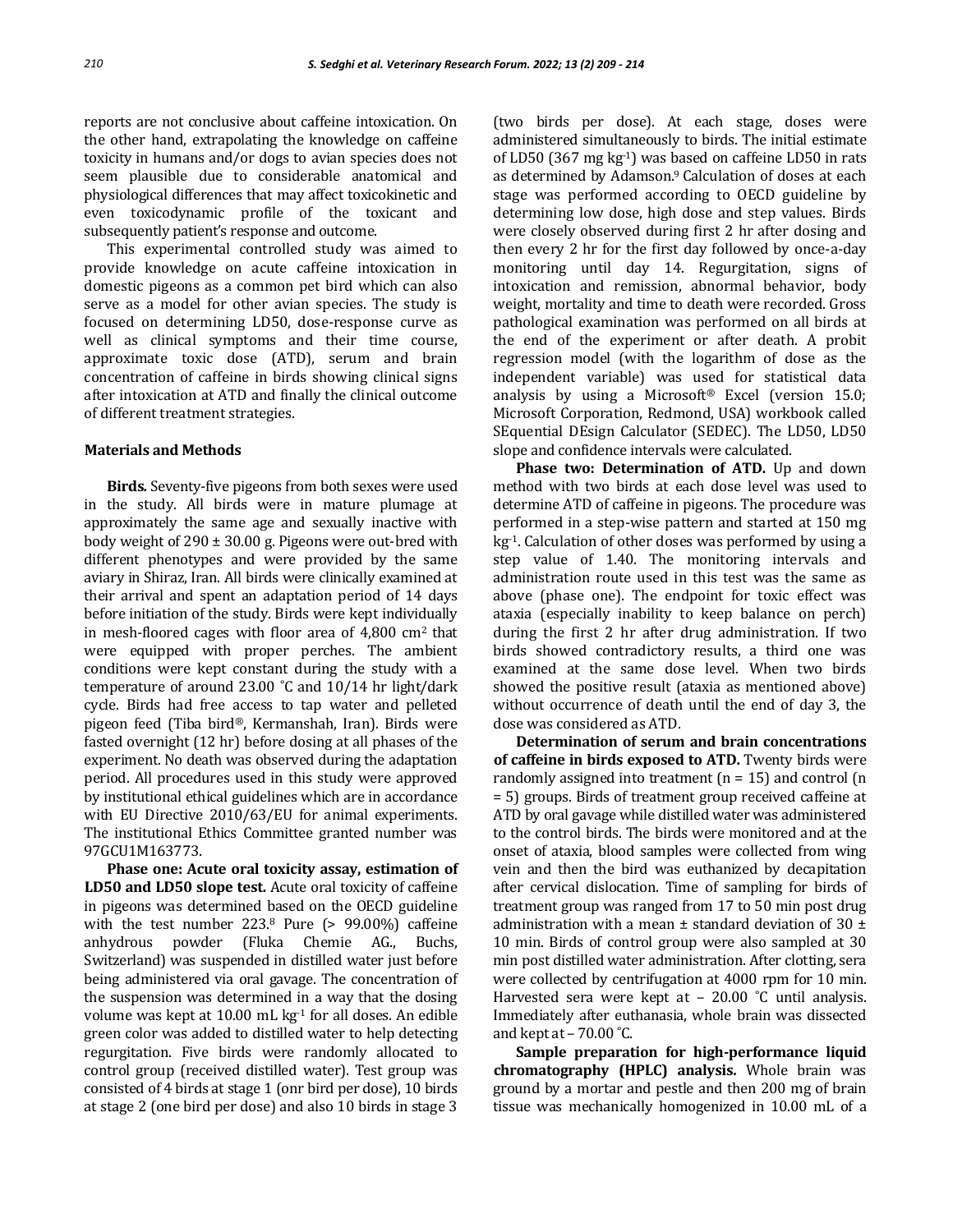reports are not conclusive about caffeine intoxication. On the other hand, extrapolating the knowledge on caffeine toxicity in humans and/or dogs to avian species does not seem plausible due to considerable anatomical and physiological differences that may affect toxicokinetic and even toxicodynamic profile of the toxicant and subsequently patient's response and outcome.

This experimental controlled study was aimed to provide knowledge on acute caffeine intoxication in domestic pigeons as a common pet bird which can also serve as a model for other avian species. The study is focused on determining LD50, dose-response curve as well as clinical symptoms and their time course, approximate toxic dose (ATD), serum and brain concentration of caffeine in birds showing clinical signs after intoxication at ATD and finally the clinical outcome of different treatment strategies.

## Materials and Methods

**Birds.** Seventy-five pigeons from both sexes were used in the study. All birds were in mature plumage at approximately the same age and sexually inactive with body weight of 290 ± 30.00 g. Pigeons were out-bred with different phenotypes and were provided by the same aviary in Shiraz, Iran. All birds were clinically examined at their arrival and spent an adaptation period of 14 days before initiation of the study. Birds were kept individually in mesh-floored cages with floor area of 4,800 cm$^2$ that were equipped with proper perches. The ambient conditions were kept constant during the study with a temperature of around 23.00 ˚C and 10/14 hr light/dark cycle. Birds had free access to tap water and pelleted pigeon feed (Tiba bird®, Kermanshah, Iran). Birds were fasted overnight (12 hr) before dosing at all phases of the experiment. No death was observed during the adaptation period. All procedures used in this study were approved by institutional ethical guidelines which are in accordance with EU Directive 2010/63/EU for animal experiments. The institutional Ethics Committee granted number was 97GCU1M163773.

**Phase one: Acute oral toxicity assay, estimation of LD50 and LD50 slope test.** Acute oral toxicity of caffeine in pigeons was determined based on the OECD guideline with the test number 223.[8] Pure (> 99.00%) caffeine anhydrous powder (Fluka Chemie AG., Buchs, Switzerland) was suspended in distilled water just before being administered via oral gavage. The concentration of the suspension was determined in a way that the dosing volume was kept at 10.00 mL kg$^{-1}$ for all doses. An edible green color was added to distilled water to help detecting regurgitation. Five birds were randomly allocated to control group (received distilled water). Test group was consisted of 4 birds at stage 1 (onr bird per dose), 10 birds at stage 2 (one bird per dose) and also 10 birds in stage 3 (two birds per dose). At each stage, doses were administered simultaneously to birds. The initial estimate of LD50 (367 mg kg$^{-1}$) was based on caffeine LD50 in rats as determined by Adamson.[9] Calculation of doses at each stage was performed according to OECD guideline by determining low dose, high dose and step values. Birds were closely observed during first 2 hr after dosing and then every 2 hr for the first day followed by once-a-day monitoring until day 14. Regurgitation, signs of intoxication and remission, abnormal behavior, body weight, mortality and time to death were recorded. Gross pathological examination was performed on all birds at the end of the experiment or after death. A probit regression model (with the logarithm of dose as the independent variable) was used for statistical data analysis by using a Microsoft® Excel (version 15.0; Microsoft Corporation, Redmond, USA) workbook called SEquential DEsign Calculator (SEDEC). The LD50, LD50 slope and confidence intervals were calculated.

**Phase two: Determination of ATD.** Up and down method with two birds at each dose level was used to determine ATD of caffeine in pigeons. The procedure was performed in a step-wise pattern and started at 150 mg kg$^{-1}$. Calculation of other doses was performed by using a step value of 1.40. The monitoring intervals and administration route used in this test was the same as above (phase one). The endpoint for toxic effect was ataxia (especially inability to keep balance on perch) during the first 2 hr after drug administration. If two birds showed contradictory results, a third one was examined at the same dose level. When two birds showed the positive result (ataxia as mentioned above) without occurrence of death until the end of day 3, the dose was considered as ATD.

**Determination of serum and brain concentrations of caffeine in birds exposed to ATD.** Twenty birds were randomly assigned into treatment (n = 15) and control (n = 5) groups. Birds of treatment group received caffeine at ATD by oral gavage while distilled water was administered to the control birds. The birds were monitored and at the onset of ataxia, blood samples were collected from wing vein and then the bird was euthanized by decapitation after cervical dislocation. Time of sampling for birds of treatment group was ranged from 17 to 50 min post drug administration with a mean ± standard deviation of 30 ± 10 min. Birds of control group were also sampled at 30 min post distilled water administration. After clotting, sera were collected by centrifugation at 4000 rpm for 10 min. Harvested sera were kept at – 20.00 ˚C until analysis. Immediately after euthanasia, whole brain was dissected and kept at – 70.00 ˚C.

**Sample preparation for high-performance liquid chromatography (HPLC) analysis.** Whole brain was ground by a mortar and pestle and then 200 mg of brain tissue was mechanically homogenized in 10.00 mL of a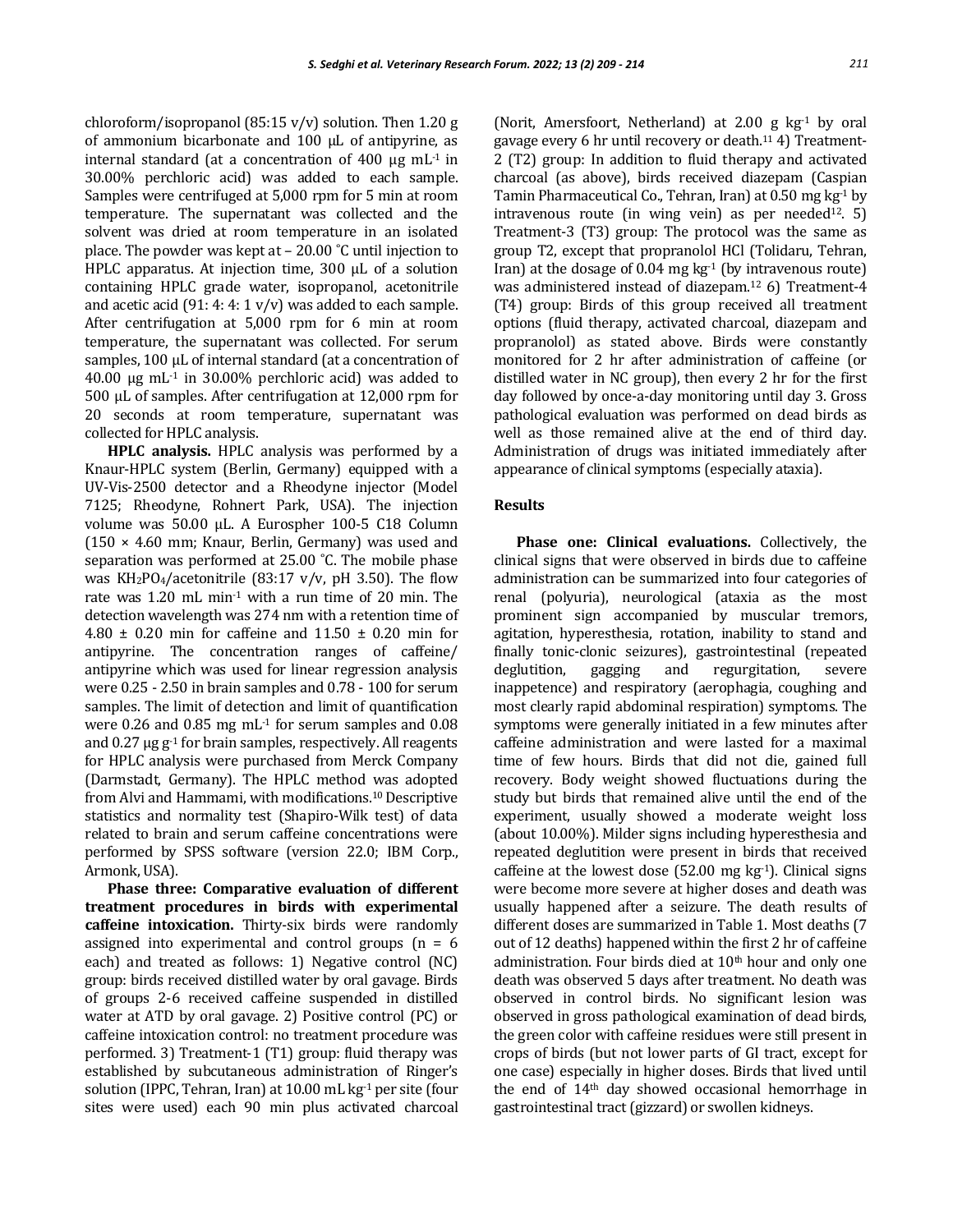chloroform/isopropanol (85:15 v/v) solution. Then 1.20 g of ammonium bicarbonate and 100 µL of antipyrine, as internal standard (at a concentration of 400 µg $mL^{-1}$ in 30.00% perchloric acid) was added to each sample. Samples were centrifuged at 5,000 rpm for 5 min at room temperature. The supernatant was collected and the solvent was dried at room temperature in an isolated place. The powder was kept at – 20.00 ˚C until injection to HPLC apparatus. At injection time, 300 µL of a solution containing HPLC grade water, isopropanol, acetonitrile and acetic acid (91: 4: 4: 1 v/v) was added to each sample. After centrifugation at 5,000 rpm for 6 min at room temperature, the supernatant was collected. For serum samples, 100 µL of internal standard (at a concentration of 40.00 µg $mL^{-1}$ in 30.00% perchloric acid) was added to 500 µL of samples. After centrifugation at 12,000 rpm for 20 seconds at room temperature, supernatant was collected for HPLC analysis.

**HPLC analysis.** HPLC analysis was performed by a Knaur-HPLC system (Berlin, Germany) equipped with a UV-Vis-2500 detector and a Rheodyne injector (Model 7125; Rheodyne, Rohnert Park, USA). The injection volume was 50.00 µL. A Eurospher 100-5 C18 Column (150 × 4.60 mm; Knaur, Berlin, Germany) was used and separation was performed at 25.00 ˚C. The mobile phase was $KH_2PO_4$/acetonitrile (83:17 v/v, pH 3.50). The flow rate was 1.20 mL $min^{-1}$ with a run time of 20 min. The detection wavelength was 274 nm with a retention time of 4.80 ± 0.20 min for caffeine and 11.50 ± 0.20 min for antipyrine. The concentration ranges of caffeine/ antipyrine which was used for linear regression analysis were 0.25 - 2.50 in brain samples and 0.78 - 100 for serum samples. The limit of detection and limit of quantification were 0.26 and 0.85 mg $mL^{-1}$ for serum samples and 0.08 and 0.27 µg $g^{-1}$ for brain samples, respectively. All reagents for HPLC analysis were purchased from Merck Company (Darmstadt, Germany). The HPLC method was adopted from Alvi and Hammami, with modifications.[10] Descriptive statistics and normality test (Shapiro-Wilk test) of data related to brain and serum caffeine concentrations were performed by SPSS software (version 22.0; IBM Corp., Armonk, USA).

**Phase three: Comparative evaluation of different treatment procedures in birds with experimental caffeine intoxication.** Thirty-six birds were randomly assigned into experimental and control groups (n = 6 each) and treated as follows: 1) Negative control (NC) group: birds received distilled water by oral gavage. Birds of groups 2-6 received caffeine suspended in distilled water at ATD by oral gavage. 2) Positive control (PC) or caffeine intoxication control: no treatment procedure was performed. 3) Treatment-1 (T1) group: fluid therapy was established by subcutaneous administration of Ringer's solution (IPPC, Tehran, Iran) at 10.00 mL $kg^{-1}$ per site (four sites were used) each 90 min plus activated charcoal (Norit, Amersfoort, Netherland) at 2.00 g $kg^{-1}$ by oral gavage every 6 hr until recovery or death.[11] 4) Treatment-2 (T2) group: In addition to fluid therapy and activated charcoal (as above), birds received diazepam (Caspian Tamin Pharmaceutical Co., Tehran, Iran) at 0.50 mg $kg^{-1}$ by intravenous route (in wing vein) as per needed[12]. 5) Treatment-3 (T3) group: The protocol was the same as group T2, except that propranolol HCl (Tolidaru, Tehran, Iran) at the dosage of 0.04 mg $kg^{-1}$ (by intravenous route) was administered instead of diazepam.[12] 6) Treatment-4 (T4) group: Birds of this group received all treatment options (fluid therapy, activated charcoal, diazepam and propranolol) as stated above. Birds were constantly monitored for 2 hr after administration of caffeine (or distilled water in NC group), then every 2 hr for the first day followed by once-a-day monitoring until day 3. Gross pathological evaluation was performed on dead birds as well as those remained alive at the end of third day. Administration of drugs was initiated immediately after appearance of clinical symptoms (especially ataxia).

## Results

**Phase one: Clinical evaluations.** Collectively, the clinical signs that were observed in birds due to caffeine administration can be summarized into four categories of renal (polyuria), neurological (ataxia as the most prominent sign accompanied by muscular tremors, agitation, hyperesthesia, rotation, inability to stand and finally tonic-clonic seizures), gastrointestinal (repeated deglutition, gagging and regurgitation, severe inappetence) and respiratory (aerophagia, coughing and most clearly rapid abdominal respiration) symptoms. The symptoms were generally initiated in a few minutes after caffeine administration and were lasted for a maximal time of few hours. Birds that did not die, gained full recovery. Body weight showed fluctuations during the study but birds that remained alive until the end of the experiment, usually showed a moderate weight loss (about 10.00%). Milder signs including hyperesthesia and repeated deglutition were present in birds that received caffeine at the lowest dose (52.00 mg $kg^{-1}$). Clinical signs were become more severe at higher doses and death was usually happened after a seizure. The death results of different doses are summarized in Table 1. Most deaths (7 out of 12 deaths) happened within the first 2 hr of caffeine administration. Four birds died at 10th hour and only one death was observed 5 days after treatment. No death was observed in control birds. No significant lesion was observed in gross pathological examination of dead birds, the green color with caffeine residues were still present in crops of birds (but not lower parts of GI tract, except for one case) especially in higher doses. Birds that lived until the end of 14th day showed occasional hemorrhage in gastrointestinal tract (gizzard) or swollen kidneys.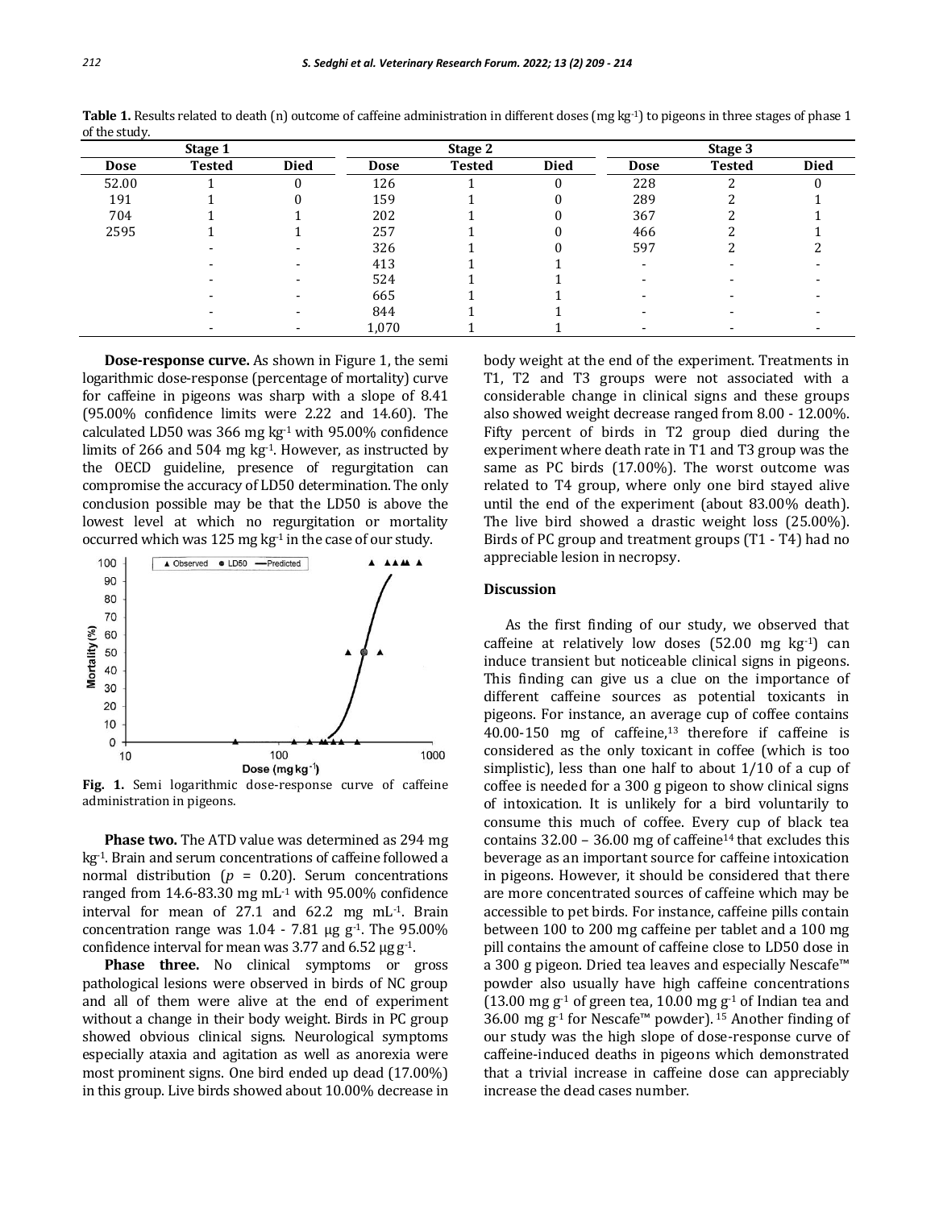**Table 1.** Results related to death (n) outcome of caffeine administration in different doses (mg kg$^{-1}$) to pigeons in three stages of phase 1 of the study.

| Stage 1 | | | Stage 2 | | | Stage 3 | | |
|---|---|---|---|---|---|---|---|---|
| Dose | Tested | Died | Dose | Tested | Died | Dose | Tested | Died |
| 52.00 | 1 | 0 | 126 | 1 | 0 | 228 | 2 | 0 |
| 191 | 1 | 0 | 159 | 1 | 0 | 289 | 2 | 1 |
| 704 | 1 | 1 | 202 | 1 | 0 | 367 | 2 | 1 |
| 2595 | 1 | 1 | 257 | 1 | 0 | 466 | 2 | 1 |
| | - | - | 326 | 1 | 0 | 597 | 2 | 2 |
| | - | - | 413 | 1 | 1 | - | - | - |
| | - | - | 524 | 1 | 1 | - | - | - |
| | - | - | 665 | 1 | 1 | - | - | - |
| | - | - | 844 | 1 | 1 | - | - | - |
| | - | - | 1,070 | 1 | 1 | - | - | - |

**Dose-response curve.** As shown in Figure 1, the semi logarithmic dose-response (percentage of mortality) curve for caffeine in pigeons was sharp with a slope of 8.41 (95.00% confidence limits were 2.22 and 14.60). The calculated LD50 was 366 mg kg$^{-1}$ with 95.00% confidence limits of 266 and 504 mg kg$^{-1}$. However, as instructed by the OECD guideline, presence of regurgitation can compromise the accuracy of LD50 determination. The only conclusion possible may be that the LD50 is above the lowest level at which no regurgitation or mortality occurred which was 125 mg kg$^{-1}$ in the case of our study.

**Fig. 1.** Semi logarithmic dose-response curve of caffeine administration in pigeons.

**Phase two.** The ATD value was determined as 294 mg kg$^{-1}$. Brain and serum concentrations of caffeine followed a normal distribution ($p$ = 0.20). Serum concentrations ranged from 14.6-83.30 mg mL$^{-1}$ with 95.00% confidence interval for mean of 27.1 and 62.2 mg mL$^{-1}$. Brain concentration range was 1.04 - 7.81 μg g$^{-1}$. The 95.00% confidence interval for mean was 3.77 and 6.52 μg g$^{-1}$.

**Phase three.** No clinical symptoms or gross pathological lesions were observed in birds of NC group and all of them were alive at the end of experiment without a change in their body weight. Birds in PC group showed obvious clinical signs. Neurological symptoms especially ataxia and agitation as well as anorexia were most prominent signs. One bird ended up dead (17.00%) in this group. Live birds showed about 10.00% decrease in body weight at the end of the experiment. Treatments in T1, T2 and T3 groups were not associated with a considerable change in clinical signs and these groups also showed weight decrease ranged from 8.00 - 12.00%. Fifty percent of birds in T2 group died during the experiment where death rate in T1 and T3 group was the same as PC birds (17.00%). The worst outcome was related to T4 group, where only one bird stayed alive until the end of the experiment (about 83.00% death). The live bird showed a drastic weight loss (25.00%). Birds of PC group and treatment groups (T1 - T4) had no appreciable lesion in necropsy.

## Discussion

As the first finding of our study, we observed that caffeine at relatively low doses (52.00 mg kg$^{-1}$) can induce transient but noticeable clinical signs in pigeons. This finding can give us a clue on the importance of different caffeine sources as potential toxicants in pigeons. For instance, an average cup of coffee contains 40.00-150 mg of caffeine,[13] therefore if caffeine is considered as the only toxicant in coffee (which is too simplistic), less than one half to about 1/10 of a cup of coffee is needed for a 300 g pigeon to show clinical signs of intoxication. It is unlikely for a bird voluntarily to consume this much of coffee. Every cup of black tea contains 32.00 – 36.00 mg of caffeine[14] that excludes this beverage as an important source for caffeine intoxication in pigeons. However, it should be considered that there are more concentrated sources of caffeine which may be accessible to pet birds. For instance, caffeine pills contain between 100 to 200 mg caffeine per tablet and a 100 mg pill contains the amount of caffeine close to LD50 dose in a 300 g pigeon. Dried tea leaves and especially Nescafe™ powder also usually have high caffeine concentrations (13.00 mg g$^{-1}$ of green tea, 10.00 mg g$^{-1}$ of Indian tea and 36.00 mg g$^{-1}$ for Nescafe™ powder).[15] Another finding of our study was the high slope of dose-response curve of caffeine-induced deaths in pigeons which demonstrated that a trivial increase in caffeine dose can appreciably increase the dead cases number.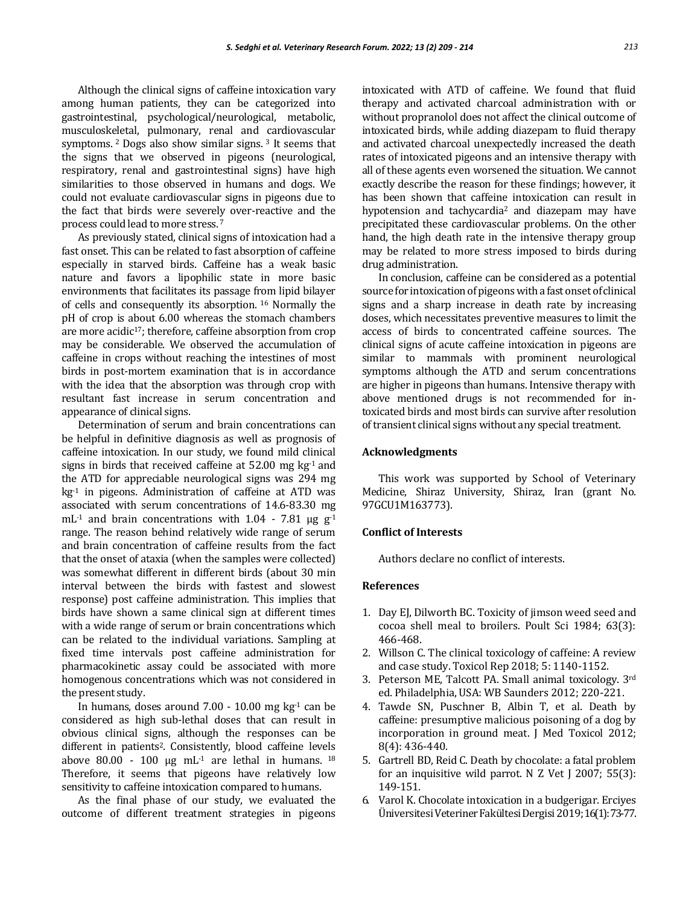Although the clinical signs of caffeine intoxication vary among human patients, they can be categorized into gastrointestinal, psychological/neurological, metabolic, musculoskeletal, pulmonary, renal and cardiovascular symptoms. [2] Dogs also show similar signs. [3] It seems that the signs that we observed in pigeons (neurological, respiratory, renal and gastrointestinal signs) have high similarities to those observed in humans and dogs. We could not evaluate cardiovascular signs in pigeons due to the fact that birds were severely over-reactive and the process could lead to more stress. [7]

As previously stated, clinical signs of intoxication had a fast onset. This can be related to fast absorption of caffeine especially in starved birds. Caffeine has a weak basic nature and favors a lipophilic state in more basic environments that facilitates its passage from lipid bilayer of cells and consequently its absorption. [16] Normally the pH of crop is about 6.00 whereas the stomach chambers are more acidic[17]; therefore, caffeine absorption from crop may be considerable. We observed the accumulation of caffeine in crops without reaching the intestines of most birds in post-mortem examination that is in accordance with the idea that the absorption was through crop with resultant fast increase in serum concentration and appearance of clinical signs.

Determination of serum and brain concentrations can be helpful in definitive diagnosis as well as prognosis of caffeine intoxication. In our study, we found mild clinical signs in birds that received caffeine at 52.00 mg $kg^{-1}$ and the ATD for appreciable neurological signs was 294 mg $kg^{-1}$ in pigeons. Administration of caffeine at ATD was associated with serum concentrations of 14.6-83.30 mg $mL^{-1}$ and brain concentrations with 1.04 - 7.81 µg $g^{-1}$ range. The reason behind relatively wide range of serum and brain concentration of caffeine results from the fact that the onset of ataxia (when the samples were collected) was somewhat different in different birds (about 30 min interval between the birds with fastest and slowest response) post caffeine administration. This implies that birds have shown a same clinical sign at different times with a wide range of serum or brain concentrations which can be related to the individual variations. Sampling at fixed time intervals post caffeine administration for pharmacokinetic assay could be associated with more homogenous concentrations which was not considered in the present study.

In humans, doses around 7.00 - 10.00 mg $kg^{-1}$ can be considered as high sub-lethal doses that can result in obvious clinical signs, although the responses can be different in patients[2]. Consistently, blood caffeine levels above 80.00 - 100 µg $mL^{-1}$ are lethal in humans. [18] Therefore, it seems that pigeons have relatively low sensitivity to caffeine intoxication compared to humans.

As the final phase of our study, we evaluated the outcome of different treatment strategies in pigeons intoxicated with ATD of caffeine. We found that fluid therapy and activated charcoal administration with or without propranolol does not affect the clinical outcome of intoxicated birds, while adding diazepam to fluid therapy and activated charcoal unexpectedly increased the death rates of intoxicated pigeons and an intensive therapy with all of these agents even worsened the situation. We cannot exactly describe the reason for these findings; however, it has been shown that caffeine intoxication can result in hypotension and tachycardia[2] and diazepam may have precipitated these cardiovascular problems. On the other hand, the high death rate in the intensive therapy group may be related to more stress imposed to birds during drug administration.

In conclusion, caffeine can be considered as a potential source for intoxication of pigeons with a fast onset of clinical signs and a sharp increase in death rate by increasing doses, which necessitates preventive measures to limit the access of birds to concentrated caffeine sources. The clinical signs of acute caffeine intoxication in pigeons are similar to mammals with prominent neurological symptoms although the ATD and serum concentrations are higher in pigeons than humans. Intensive therapy with above mentioned drugs is not recommended for intoxicated birds and most birds can survive after resolution of transient clinical signs without any special treatment.

## Acknowledgments

This work was supported by School of Veterinary Medicine, Shiraz University, Shiraz, Iran (grant No. 97GCU1M163773).

## Conflict of Interests

Authors declare no conflict of interests.

## References

1. Day EJ, Dilworth BC. Toxicity of jimson weed seed and cocoa shell meal to broilers. Poult Sci 1984; 63(3): 466-468.
2. Willson C. The clinical toxicology of caffeine: A review and case study. Toxicol Rep 2018; 5: 1140-1152.
3. Peterson ME, Talcott PA. Small animal toxicology. 3rd ed. Philadelphia, USA: WB Saunders 2012; 220-221.
4. Tawde SN, Puschner B, Albin T, et al. Death by caffeine: presumptive malicious poisoning of a dog by incorporation in ground meat. J Med Toxicol 2012; 8(4): 436-440.
5. Gartrell BD, Reid C. Death by chocolate: a fatal problem for an inquisitive wild parrot. N Z Vet J 2007; 55(3): 149-151.
6. Varol K. Chocolate intoxication in a budgerigar. Erciyes Üniversitesi Veteriner Fakültesi Dergisi 2019; 16(1): 73-77.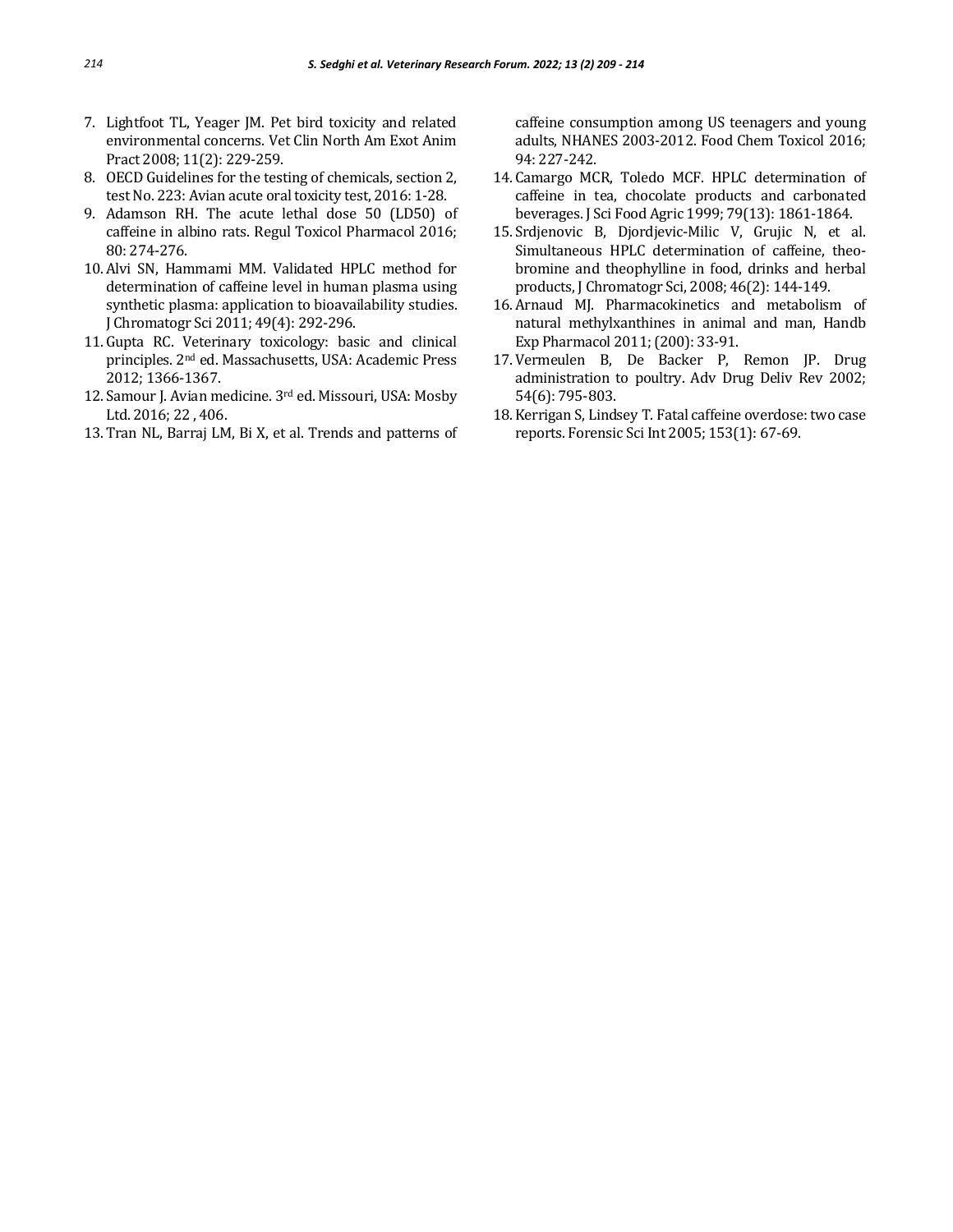7. Lightfoot TL, Yeager JM. Pet bird toxicity and related environmental concerns. Vet Clin North Am Exot Anim Pract 2008; 11(2): 229-259.
8. OECD Guidelines for the testing of chemicals, section 2, test No. 223: Avian acute oral toxicity test, 2016: 1-28.
9. Adamson RH. The acute lethal dose 50 (LD50) of caffeine in albino rats. Regul Toxicol Pharmacol 2016; 80: 274-276.
10. Alvi SN, Hammami MM. Validated HPLC method for determination of caffeine level in human plasma using synthetic plasma: application to bioavailability studies. J Chromatogr Sci 2011; 49(4): 292-296.
11. Gupta RC. Veterinary toxicology: basic and clinical principles. 2nd ed. Massachusetts, USA: Academic Press 2012; 1366-1367.
12. Samour J. Avian medicine. 3rd ed. Missouri, USA: Mosby Ltd. 2016; 22 , 406.
13. Tran NL, Barraj LM, Bi X, et al. Trends and patterns of caffeine consumption among US teenagers and young adults, NHANES 2003-2012. Food Chem Toxicol 2016; 94: 227-242.
14. Camargo MCR, Toledo MCF. HPLC determination of caffeine in tea, chocolate products and carbonated beverages. J Sci Food Agric 1999; 79(13): 1861-1864.
15. Srdjenovic B, Djordjevic-Milic V, Grujic N, et al. Simultaneous HPLC determination of caffeine, theobromine and theophylline in food, drinks and herbal products, J Chromatogr Sci, 2008; 46(2): 144-149.
16. Arnaud MJ. Pharmacokinetics and metabolism of natural methylxanthines in animal and man, Handb Exp Pharmacol 2011; (200): 33-91.
17. Vermeulen B, De Backer P, Remon JP. Drug administration to poultry. Adv Drug Deliv Rev 2002; 54(6): 795-803.
18. Kerrigan S, Lindsey T. Fatal caffeine overdose: two case reports. Forensic Sci Int 2005; 153(1): 67-69.